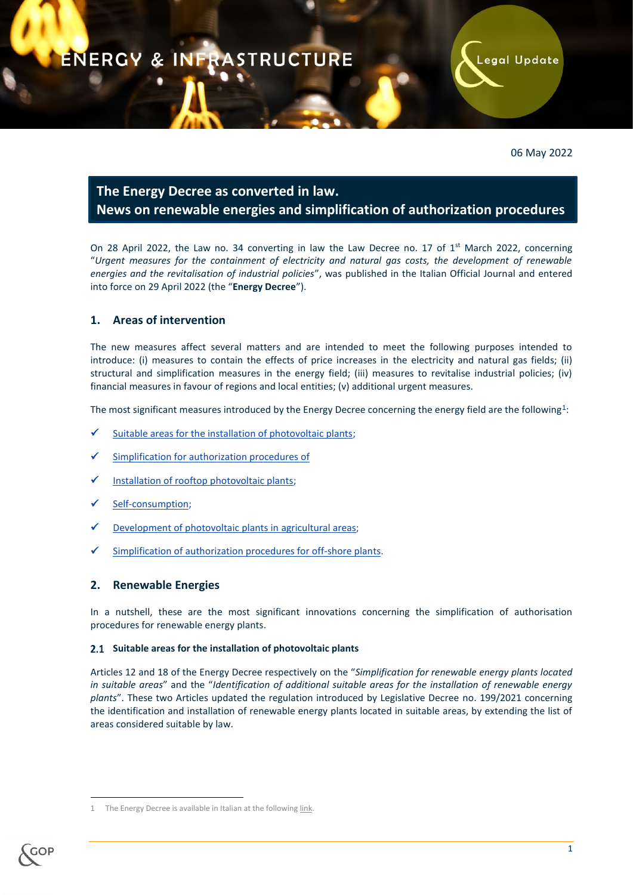ENERGY & INFRASTRUCTURE

Legal Update

06 May 2022

# The Energy Decree as converted in law.
# News on renewable energies and simplification of authorization procedures

On 28 April 2022, the Law no. 34 converting in law the Law Decree no. 17 of 1st March 2022, concerning "*Urgent measures for the containment of electricity and natural gas costs, the development of renewable energies and the revitalisation of industrial policies*", was published in the Italian Official Journal and entered into force on 29 April 2022 (the "**Energy Decree**").

## 1. Areas of intervention

The new measures affect several matters and are intended to meet the following purposes intended to introduce: (i) measures to contain the effects of price increases in the electricity and natural gas fields; (ii) structural and simplification measures in the energy field; (iii) measures to revitalise industrial policies; (iv) financial measures in favour of regions and local entities; (v) additional urgent measures.

The most significant measures introduced by the Energy Decree concerning the energy field are the following[1]:

- ✓ Suitable areas for the installation of photovoltaic plants;
- ✓ Simplification for authorization procedures of
- ✓ Installation of rooftop photovoltaic plants;
- ✓ Self-consumption;
- ✓ Development of photovoltaic plants in agricultural areas;
- ✓ Simplification of authorization procedures for off-shore plants.

## 2. Renewable Energies

In a nutshell, these are the most significant innovations concerning the simplification of authorisation procedures for renewable energy plants.

### 2.1 Suitable areas for the installation of photovoltaic plants

Articles 12 and 18 of the Energy Decree respectively on the "*Simplification for renewable energy plants located in suitable areas*" and the "*Identification of additional suitable areas for the installation of renewable energy plants*". These two Articles updated the regulation introduced by Legislative Decree no. 199/2021 concerning the identification and installation of renewable energy plants located in suitable areas, by extending the list of areas considered suitable by law.

1 The Energy Decree is available in Italian at the following link.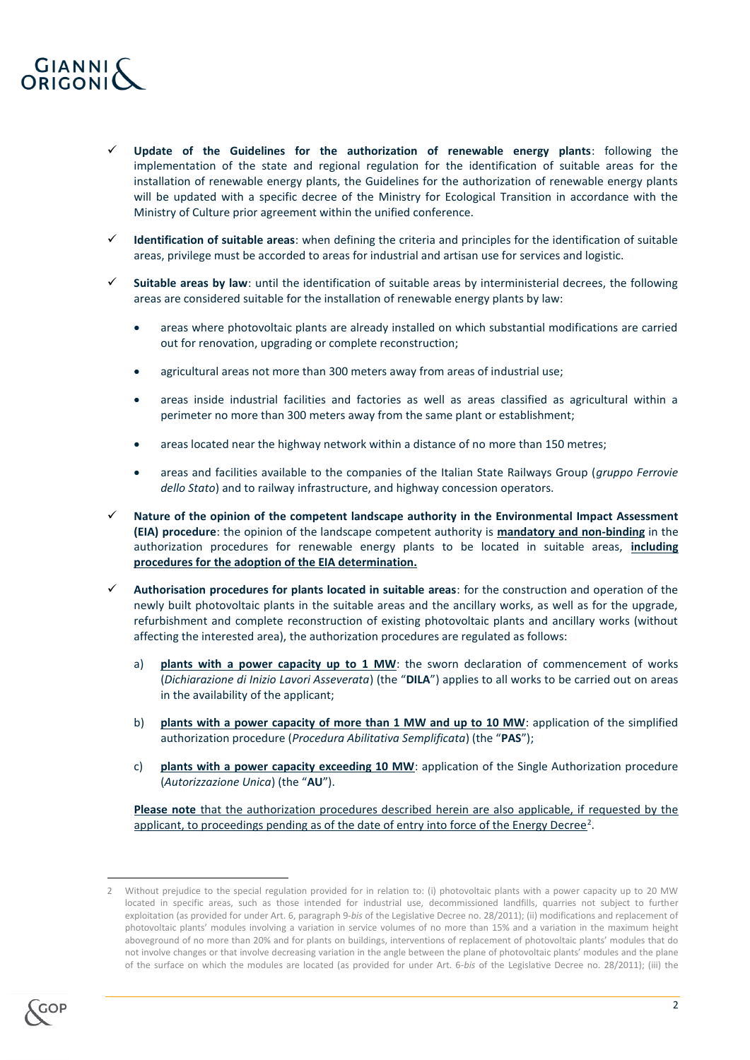- **Update of the Guidelines for the authorization of renewable energy plants**: following the implementation of the state and regional regulation for the identification of suitable areas for the installation of renewable energy plants, the Guidelines for the authorization of renewable energy plants will be updated with a specific decree of the Ministry for Ecological Transition in accordance with the Ministry of Culture prior agreement within the unified conference.

- **Identification of suitable areas**: when defining the criteria and principles for the identification of suitable areas, privilege must be accorded to areas for industrial and artisan use for services and logistic.

- **Suitable areas by law**: until the identification of suitable areas by interministerial decrees, the following areas are considered suitable for the installation of renewable energy plants by law:

  - areas where photovoltaic plants are already installed on which substantial modifications are carried out for renovation, upgrading or complete reconstruction;
  - agricultural areas not more than 300 meters away from areas of industrial use;
  - areas inside industrial facilities and factories as well as areas classified as agricultural within a perimeter no more than 300 meters away from the same plant or establishment;
  - areas located near the highway network within a distance of no more than 150 metres;
  - areas and facilities available to the companies of the Italian State Railways Group (*gruppo Ferrovie dello Stato*) and to railway infrastructure, and highway concession operators.

- **Nature of the opinion of the competent landscape authority in the Environmental Impact Assessment (EIA) procedure**: the opinion of the landscape competent authority is **mandatory and non-binding** in the authorization procedures for renewable energy plants to be located in suitable areas, **including procedures for the adoption of the EIA determination.**

- **Authorisation procedures for plants located in suitable areas**: for the construction and operation of the newly built photovoltaic plants in the suitable areas and the ancillary works, as well as for the upgrade, refurbishment and complete reconstruction of existing photovoltaic plants and ancillary works (without affecting the interested area), the authorization procedures are regulated as follows:

  a) **plants with a power capacity up to 1 MW**: the sworn declaration of commencement of works (*Dichiarazione di Inizio Lavori Asseverata*) (the "**DILA**") applies to all works to be carried out on areas in the availability of the applicant;

  b) **plants with a power capacity of more than 1 MW and up to 10 MW**: application of the simplified authorization procedure (*Procedura Abilitativa Semplificata*) (the "**PAS**");

  c) **plants with a power capacity exceeding 10 MW**: application of the Single Authorization procedure (*Autorizzazione Unica*) (the "**AU**").

  **Please note** that the authorization procedures described herein are also applicable, if requested by the applicant, to proceedings pending as of the date of entry into force of the Energy Decree[2].

---

2 Without prejudice to the special regulation provided for in relation to: (i) photovoltaic plants with a power capacity up to 20 MW located in specific areas, such as those intended for industrial use, decommissioned landfills, quarries not subject to further exploitation (as provided for under Art. 6, paragraph 9-*bis* of the Legislative Decree no. 28/2011); (ii) modifications and replacement of photovoltaic plants' modules involving a variation in service volumes of no more than 15% and a variation in the maximum height aboveground of no more than 20% and for plants on buildings, interventions of replacement of photovoltaic plants' modules that do not involve changes or that involve decreasing variation in the angle between the plane of photovoltaic plants' modules and the plane of the surface on which the modules are located (as provided for under Art. 6-*bis* of the Legislative Decree no. 28/2011); (iii) the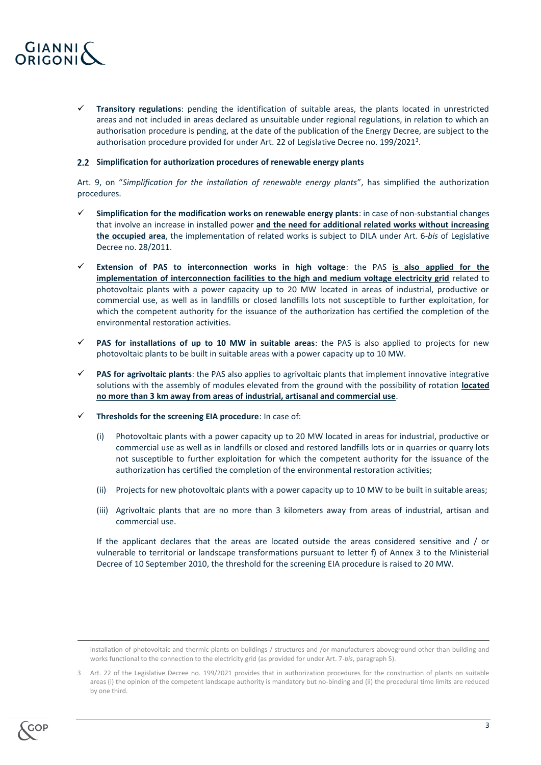- **Transitory regulations**: pending the identification of suitable areas, the plants located in unrestricted areas and not included in areas declared as unsuitable under regional regulations, in relation to which an authorisation procedure is pending, at the date of the publication of the Energy Decree, are subject to the authorisation procedure provided for under Art. 22 of Legislative Decree no. 199/2021[3].

## 2.2 Simplification for authorization procedures of renewable energy plants

Art. 9, on "*Simplification for the installation of renewable energy plants*", has simplified the authorization procedures.

- **Simplification for the modification works on renewable energy plants**: in case of non-substantial changes that involve an increase in installed power **and the need for additional related works without increasing the occupied area**, the implementation of related works is subject to DILA under Art. 6-*bis* of Legislative Decree no. 28/2011.

- **Extension of PAS to interconnection works in high voltage**: the PAS **is also applied for the implementation of interconnection facilities to the high and medium voltage electricity grid** related to photovoltaic plants with a power capacity up to 20 MW located in areas of industrial, productive or commercial use, as well as in landfills or closed landfills lots not susceptible to further exploitation, for which the competent authority for the issuance of the authorization has certified the completion of the environmental restoration activities.

- **PAS for installations of up to 10 MW in suitable areas**: the PAS is also applied to projects for new photovoltaic plants to be built in suitable areas with a power capacity up to 10 MW.

- **PAS for agrivoltaic plants**: the PAS also applies to agrivoltaic plants that implement innovative integrative solutions with the assembly of modules elevated from the ground with the possibility of rotation **located no more than 3 km away from areas of industrial, artisanal and commercial use**.

- **Thresholds for the screening EIA procedure**: In case of:

  (i) Photovoltaic plants with a power capacity up to 20 MW located in areas for industrial, productive or commercial use as well as in landfills or closed and restored landfills lots or in quarries or quarry lots not susceptible to further exploitation for which the competent authority for the issuance of the authorization has certified the completion of the environmental restoration activities;

  (ii) Projects for new photovoltaic plants with a power capacity up to 10 MW to be built in suitable areas;

  (iii) Agrivoltaic plants that are no more than 3 kilometers away from areas of industrial, artisan and commercial use.

  If the applicant declares that the areas are located outside the areas considered sensitive and / or vulnerable to territorial or landscape transformations pursuant to letter f) of Annex 3 to the Ministerial Decree of 10 September 2010, the threshold for the screening EIA procedure is raised to 20 MW.

---

installation of photovoltaic and thermic plants on buildings / structures and /or manufacturers aboveground other than building and works functional to the connection to the electricity grid (as provided for under Art. 7-*bis*, paragraph 5).

[3] Art. 22 of the Legislative Decree no. 199/2021 provides that in authorization procedures for the construction of plants on suitable areas (i) the opinion of the competent landscape authority is mandatory but no-binding and (ii) the procedural time limits are reduced by one third.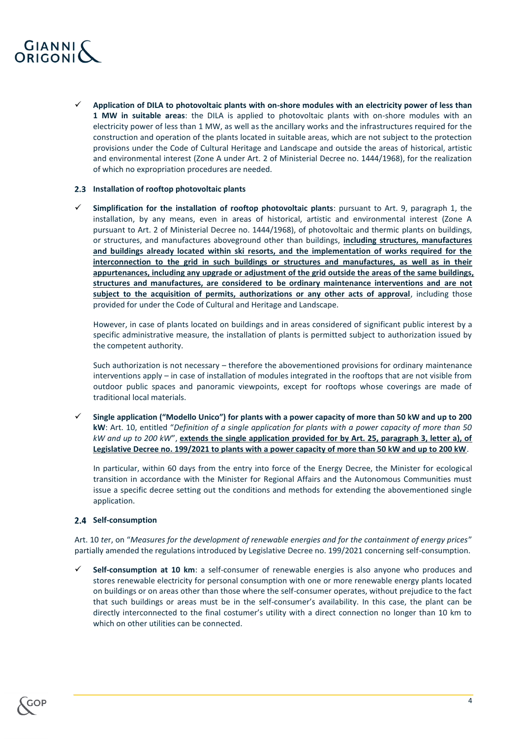- **Application of DILA to photovoltaic plants with on-shore modules with an electricity power of less than 1 MW in suitable areas**: the DILA is applied to photovoltaic plants with on-shore modules with an electricity power of less than 1 MW, as well as the ancillary works and the infrastructures required for the construction and operation of the plants located in suitable areas, which are not subject to the protection provisions under the Code of Cultural Heritage and Landscape and outside the areas of historical, artistic and environmental interest (Zone A under Art. 2 of Ministerial Decree no. 1444/1968), for the realization of which no expropriation procedures are needed.

### 2.3 Installation of rooftop photovoltaic plants

- **Simplification for the installation of rooftop photovoltaic plants**: pursuant to Art. 9, paragraph 1, the installation, by any means, even in areas of historical, artistic and environmental interest (Zone A pursuant to Art. 2 of Ministerial Decree no. 1444/1968), of photovoltaic and thermic plants on buildings, or structures, and manufactures aboveground other than buildings, **including structures, manufactures and buildings already located within ski resorts, and the implementation of works required for the interconnection to the grid in such buildings or structures and manufactures, as well as in their appurtenances, including any upgrade or adjustment of the grid outside the areas of the same buildings, structures and manufactures, are considered to be ordinary maintenance interventions and are not subject to the acquisition of permits, authorizations or any other acts of approval**, including those provided for under the Code of Cultural and Heritage and Landscape.

  However, in case of plants located on buildings and in areas considered of significant public interest by a specific administrative measure, the installation of plants is permitted subject to authorization issued by the competent authority.

  Such authorization is not necessary – therefore the abovementioned provisions for ordinary maintenance interventions apply – in case of installation of modules integrated in the rooftops that are not visible from outdoor public spaces and panoramic viewpoints, except for rooftops whose coverings are made of traditional local materials.

- **Single application ("Modello Unico") for plants with a power capacity of more than 50 kW and up to 200 kW**: Art. 10, entitled "*Definition of a single application for plants with a power capacity of more than 50 kW and up to 200 kW*", **extends the single application provided for by Art. 25, paragraph 3, letter a), of Legislative Decree no. 199/2021 to plants with a power capacity of more than 50 kW and up to 200 kW**.

  In particular, within 60 days from the entry into force of the Energy Decree, the Minister for ecological transition in accordance with the Minister for Regional Affairs and the Autonomous Communities must issue a specific decree setting out the conditions and methods for extending the abovementioned single application.

### 2.4 Self-consumption

Art. 10 *ter*, on "*Measures for the development of renewable energies and for the containment of energy prices*" partially amended the regulations introduced by Legislative Decree no. 199/2021 concerning self-consumption.

- **Self-consumption at 10 km**: a self-consumer of renewable energies is also anyone who produces and stores renewable electricity for personal consumption with one or more renewable energy plants located on buildings or on areas other than those where the self-consumer operates, without prejudice to the fact that such buildings or areas must be in the self-consumer's availability. In this case, the plant can be directly interconnected to the final costumer's utility with a direct connection no longer than 10 km to which on other utilities can be connected.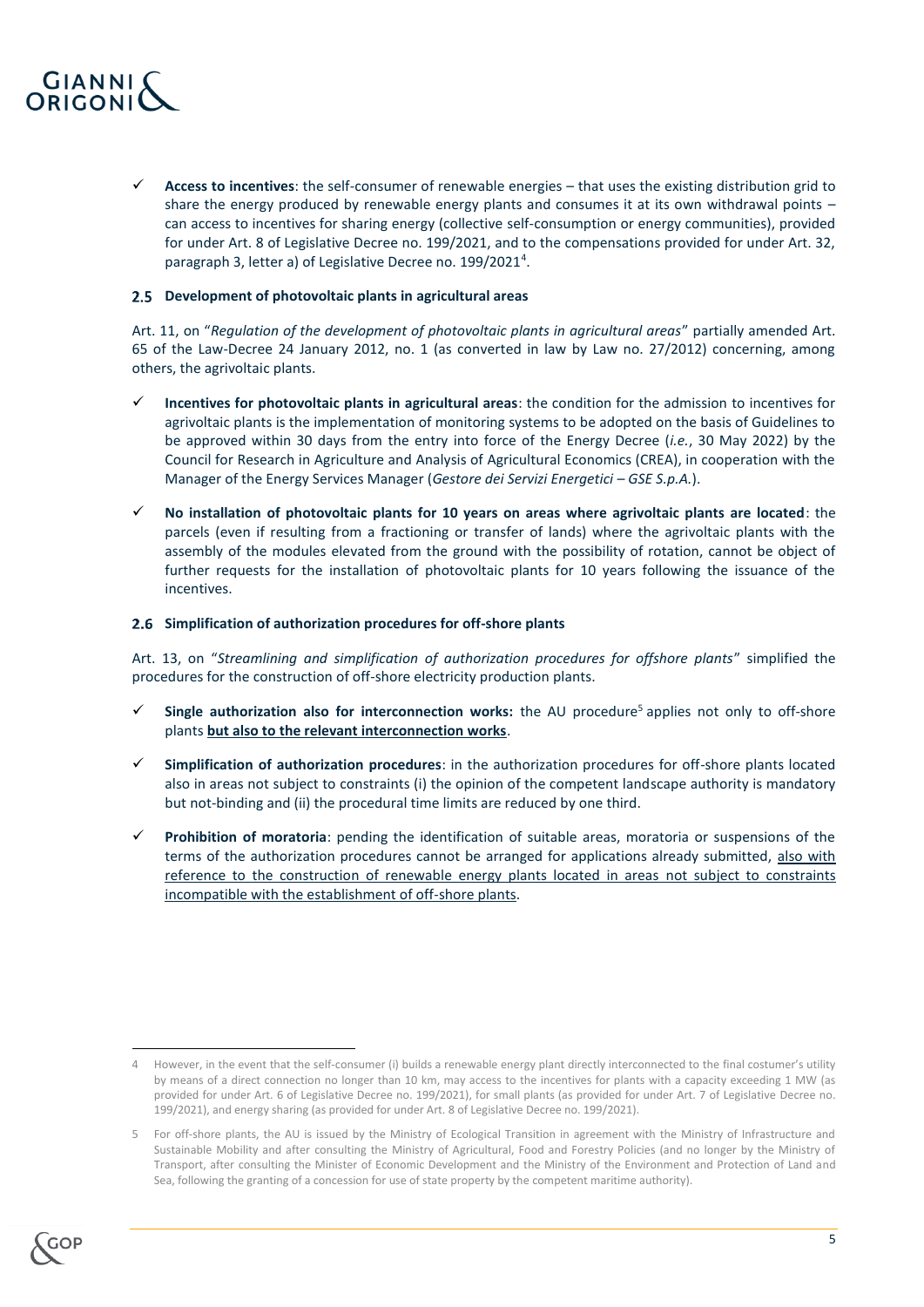- **Access to incentives**: the self-consumer of renewable energies – that uses the existing distribution grid to share the energy produced by renewable energy plants and consumes it at its own withdrawal points – can access to incentives for sharing energy (collective self-consumption or energy communities), provided for under Art. 8 of Legislative Decree no. 199/2021, and to the compensations provided for under Art. 32, paragraph 3, letter a) of Legislative Decree no. 199/2021[4].

### 2.5 Development of photovoltaic plants in agricultural areas

Art. 11, on "*Regulation of the development of photovoltaic plants in agricultural areas*" partially amended Art. 65 of the Law-Decree 24 January 2012, no. 1 (as converted in law by Law no. 27/2012) concerning, among others, the agrivoltaic plants.

- **Incentives for photovoltaic plants in agricultural areas**: the condition for the admission to incentives for agrivoltaic plants is the implementation of monitoring systems to be adopted on the basis of Guidelines to be approved within 30 days from the entry into force of the Energy Decree (*i.e.*, 30 May 2022) by the Council for Research in Agriculture and Analysis of Agricultural Economics (CREA), in cooperation with the Manager of the Energy Services Manager (*Gestore dei Servizi Energetici – GSE S.p.A.*).
- **No installation of photovoltaic plants for 10 years on areas where agrivoltaic plants are located**: the parcels (even if resulting from a fractioning or transfer of lands) where the agrivoltaic plants with the assembly of the modules elevated from the ground with the possibility of rotation, cannot be object of further requests for the installation of photovoltaic plants for 10 years following the issuance of the incentives.

### 2.6 Simplification of authorization procedures for off-shore plants

Art. 13, on "*Streamlining and simplification of authorization procedures for offshore plants*" simplified the procedures for the construction of off-shore electricity production plants.

- **Single authorization also for interconnection works:** the AU procedure[5] applies not only to off-shore plants **<u>but also to the relevant interconnection works</u>**.
- **Simplification of authorization procedures**: in the authorization procedures for off-shore plants located also in areas not subject to constraints (i) the opinion of the competent landscape authority is mandatory but not-binding and (ii) the procedural time limits are reduced by one third.
- **Prohibition of moratoria**: pending the identification of suitable areas, moratoria or suspensions of the terms of the authorization procedures cannot be arranged for applications already submitted, <u>also with reference to the construction of renewable energy plants located in areas not subject to constraints incompatible with the establishment of off-shore plants</u>.

---

4 However, in the event that the self-consumer (i) builds a renewable energy plant directly interconnected to the final costumer's utility by means of a direct connection no longer than 10 km, may access to the incentives for plants with a capacity exceeding 1 MW (as provided for under Art. 6 of Legislative Decree no. 199/2021), for small plants (as provided for under Art. 7 of Legislative Decree no. 199/2021), and energy sharing (as provided for under Art. 8 of Legislative Decree no. 199/2021).

5 For off-shore plants, the AU is issued by the Ministry of Ecological Transition in agreement with the Ministry of Infrastructure and Sustainable Mobility and after consulting the Ministry of Agricultural, Food and Forestry Policies (and no longer by the Ministry of Transport, after consulting the Minister of Economic Development and the Ministry of the Environment and Protection of Land and Sea, following the granting of a concession for use of state property by the competent maritime authority).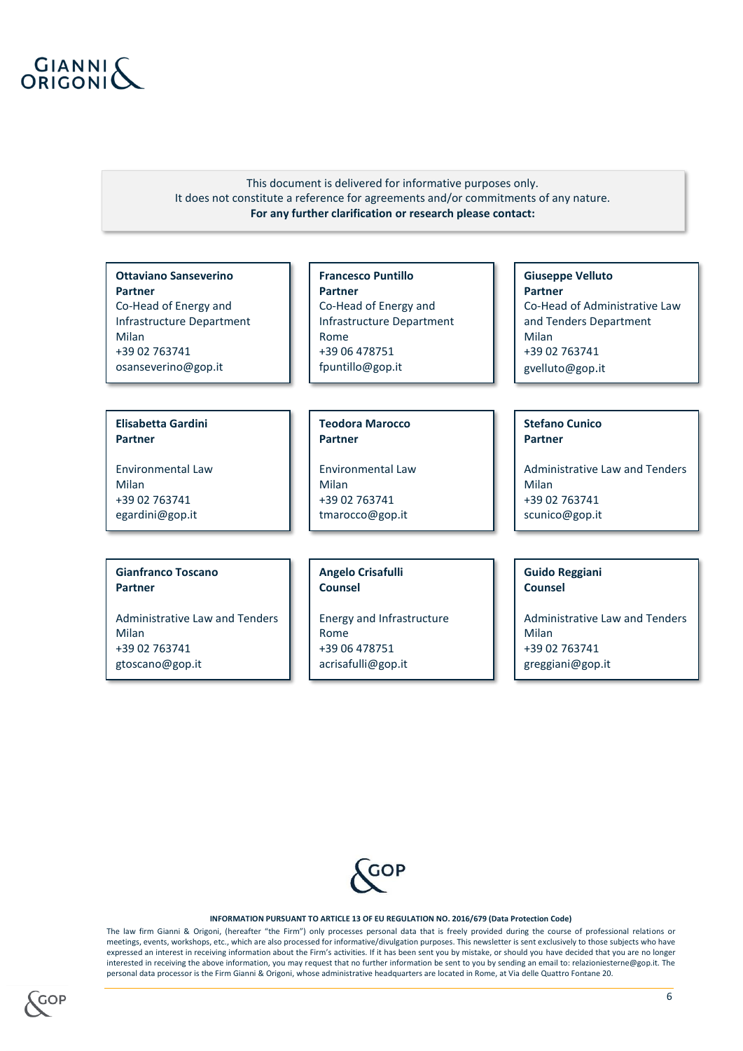This document is delivered for informative purposes only.
It does not constitute a reference for agreements and/or commitments of any nature.
**For any further clarification or research please contact:**

**Ottaviano Sanseverino**
**Partner**
Co-Head of Energy and Infrastructure Department
Milan
+39 02 763741
osanseverino@gop.it

**Francesco Puntillo**
**Partner**
Co-Head of Energy and Infrastructure Department
Rome
+39 06 478751
fpuntillo@gop.it

**Giuseppe Velluto**
**Partner**
Co-Head of Administrative Law and Tenders Department
Milan
+39 02 763741
gvelluto@gop.it

**Elisabetta Gardini**
**Partner**

Environmental Law
Milan
+39 02 763741
egardini@gop.it

**Teodora Marocco**
**Partner**

Environmental Law
Milan
+39 02 763741
tmarocco@gop.it

**Stefano Cunico**
**Partner**

Administrative Law and Tenders
Milan
+39 02 763741
scunico@gop.it

**Gianfranco Toscano**
**Partner**

Administrative Law and Tenders
Milan
+39 02 763741
gtoscano@gop.it

**Angelo Crisafulli**
**Counsel**

Energy and Infrastructure
Rome
+39 06 478751
acrisafulli@gop.it

**Guido Reggiani**
**Counsel**

Administrative Law and Tenders
Milan
+39 02 763741
greggiani@gop.it

**INFORMATION PURSUANT TO ARTICLE 13 OF EU REGULATION NO. 2016/679 (Data Protection Code)**

The law firm Gianni & Origoni, (hereafter "the Firm") only processes personal data that is freely provided during the course of professional relations or meetings, events, workshops, etc., which are also processed for informative/divulgation purposes. This newsletter is sent exclusively to those subjects who have expressed an interest in receiving information about the Firm's activities. If it has been sent you by mistake, or should you have decided that you are no longer interested in receiving the above information, you may request that no further information be sent to you by sending an email to: relazioniesterne@gop.it. The personal data processor is the Firm Gianni & Origoni, whose administrative headquarters are located in Rome, at Via delle Quattro Fontane 20.